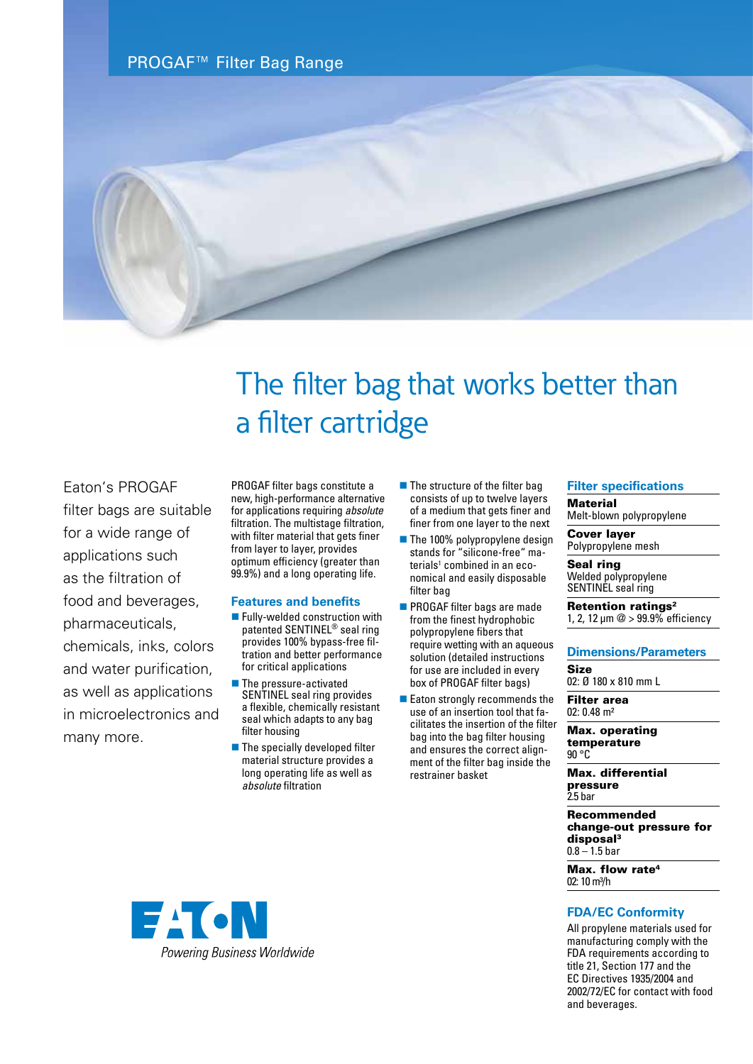PROGAF™ Filter Bag Range

# The filter bag that works better than a filter cartridge

Eaton's PROGAF filter bags are suitable for a wide range of applications such as the filtration of food and beverages, pharmaceuticals, chemicals, inks, colors and water purification, as well as applications in microelectronics and many more.

PROGAF filter bags constitute a new, high-performance alternative for applications requiring *absolute* filtration. The multistage filtration, with filter material that gets finer from layer to layer, provides optimum efficiency (greater than 99.9%) and a long operating life.

## Features and benefits

- Fully-welded construction with patented SENTINEL® seal ring provides 100% bypass-free filtration and better performance for critical applications
- The pressure-activated SENTINEL seal ring provides a flexible, chemically resistant seal which adapts to any bag filter housing
- The specially developed filter material structure provides a long operating life as well as *absolute* filtration
- The structure of the filter bag consists of up to twelve layers of a medium that gets finer and finer from one layer to the next
- The 100% polypropylene design stands for "silicone-free" materials[1] combined in an economical and easily disposable filter bag
- PROGAF filter bags are made from the finest hydrophobic polypropylene fibers that require wetting with an aqueous solution (detailed instructions for use are included in every box of PROGAF filter bags)
- Eaton strongly recommends the use of an insertion tool that facilitates the insertion of the filter bag into the bag filter housing and ensures the correct alignment of the filter bag inside the restrainer basket

## Filter specifications

**Material**
Melt-blown polypropylene

**Cover layer**
Polypropylene mesh

**Seal ring**
Welded polypropylene
SENTINEL seal ring

**Retention ratings[2]**
1, 2, 12 µm @ > 99.9% efficiency

## Dimensions/Parameters

**Size**
02: Ø 180 x 810 mm L

**Filter area**
02: 0.48 m²

**Max. operating temperature**
90 °C

**Max. differential pressure**
2.5 bar

**Recommended change-out pressure for disposal[3]**
0.8 – 1.5 bar

**Max. flow rate[4]**
02: 10 m³/h

## FDA/EC Conformity

All propylene materials used for manufacturing comply with the FDA requirements according to title 21, Section 177 and the EC Directives 1935/2004 and 2002/72/EC for contact with food and beverages.

EATON
Powering Business Worldwide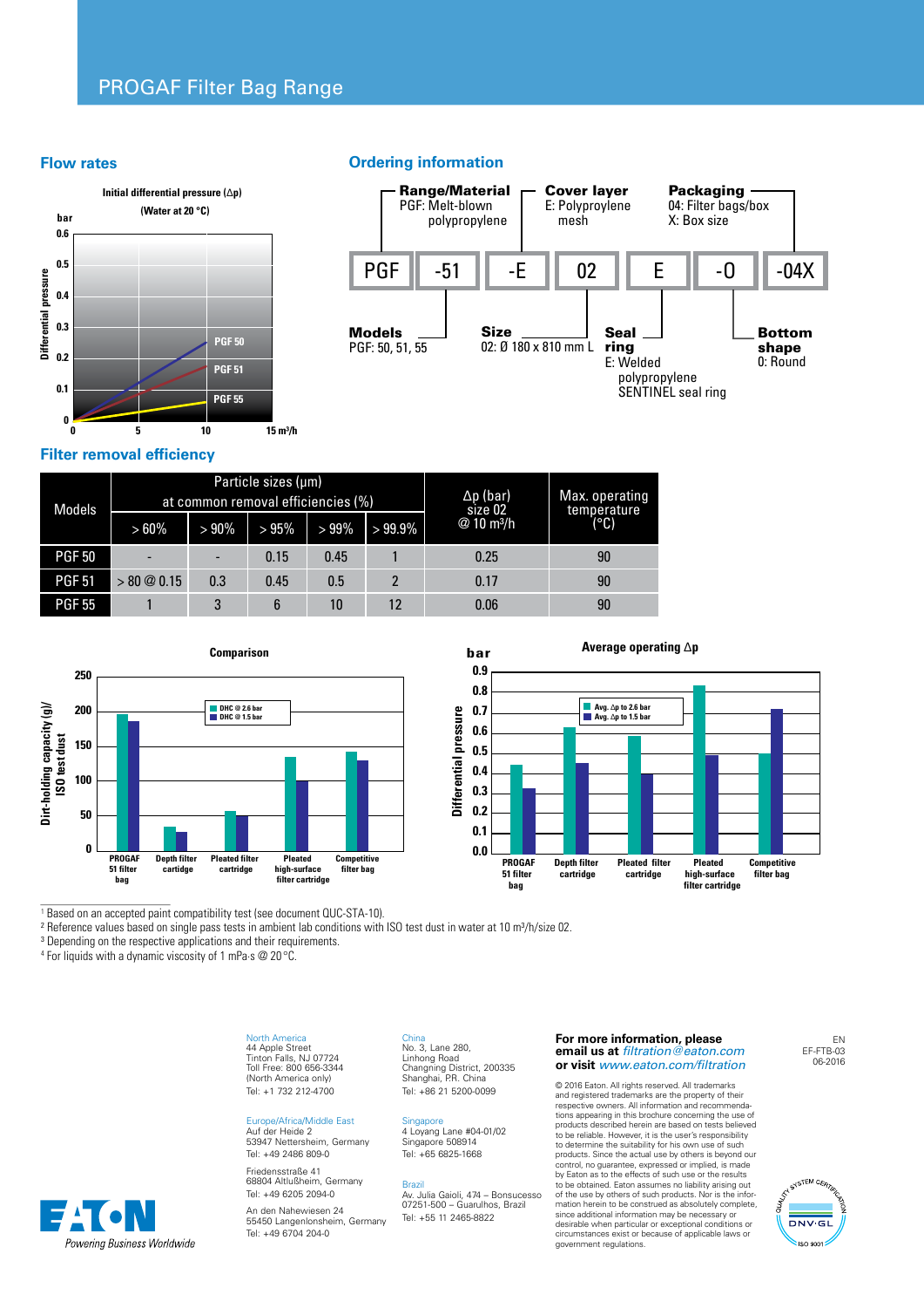# PROGAF Filter Bag Range

## Flow rates

Initial differential pressure (Δp)
(Water at 20 °C)

bar
0.6
0.5
0.4
0.3
0.2
0.1
0
Differential pressure
0
5
10
15 m³/h
PGF 50
PGF 51
PGF 55

## Ordering information

Range/Material
PGF: Melt-blown polypropylene

Cover layer
E: Polypropylene mesh

Packaging
04: Filter bags/box
X: Box size

PGF | -51 | -E | 02 | E | -0 | -04X

Models
PGF: 50, 51, 55

Size
02: Ø 180 x 810 mm L

Seal ring
E: Welded polypropylene SENTINEL seal ring

Bottom shape
0: Round

## Filter removal efficiency

| Models | Particle sizes (µm) at common removal efficiencies (%) | | | | | Δp (bar) size 02 @ 10 m³/h | Max. operating temperature (°C) |
|---|---|---|---|---|---|---|---|
| | > 60% | > 90% | > 95% | > 99% | > 99.9% | | |
| PGF 50 | - | - | 0.15 | 0.45 | 1 | 0.25 | 90 |
| PGF 51 | > 80 @ 0.15 | 0.3 | 0.45 | 0.5 | 2 | 0.17 | 90 |
| PGF 55 | 1 | 3 | 6 | 10 | 12 | 0.06 | 90 |

Comparison

Dirt-holding capacity (g)/ ISO test dust
250
200
150
100
50
0
DHC @ 2.6 bar
DHC @ 1.5 bar
PROGAF 51 filter bag
Depth filter cartridge
Pleated filter cartridge
Pleated high-surface filter cartridge
Competitive filter bag

Average operating Δp

bar
Differential pressure
0.9
0.8
0.7
0.6
0.5
0.4
0.3
0.2
0.1
0.0
Avg. Δp to 2.6 bar
Avg. Δp to 1.5 bar
PROGAF 51 filter bag
Depth filter cartridge
Pleated filter cartridge
Pleated high-surface filter cartridge
Competitive filter bag

[1] Based on an accepted paint compatibility test (see document QUC-STA-10).
[2] Reference values based on single pass tests in ambient lab conditions with ISO test dust in water at 10 m³/h/size 02.
[3] Depending on the respective applications and their requirements.
[4] For liquids with a dynamic viscosity of 1 mPa·s @ 20 °C.

EATON
*Powering Business Worldwide*

North America
44 Apple Street
Tinton Falls, NJ 07724
Toll Free: 800 656-3344
(North America only)
Tel: +1 732 212-4700

Europe/Africa/Middle East
Auf der Heide 2
53947 Nettersheim, Germany
Tel: +49 2486 809-0

Friedensstraße 41
68804 Altlußheim, Germany
Tel: +49 6205 2094-0

An den Nahewiesen 24
55450 Langenlonsheim, Germany
Tel: +49 6704 204-0

China
No. 3, Lane 280,
Linhong Road
Changning District, 200335
Shanghai, P.R. China
Tel: +86 21 5200-0099

Singapore
4 Loyang Lane #04-01/02
Singapore 508914
Tel: +65 6825-1668

Brazil
Av. Julia Gaioli, 474 – Bonsucesso
07251-500 – Guarulhos, Brazil
Tel: +55 11 2465-8822

**For more information, please email us at** *filtration@eaton.com* **or visit** *www.eaton.com/filtration*

© 2016 Eaton. All rights reserved. All trademarks and registered trademarks are the property of their respective owners. All information and recommendations appearing in this brochure concerning the use of products described herein are based on tests believed to be reliable. However, it is the user's responsibility to determine the suitability for his own use of such products. Since the actual use by others is beyond our control, no guarantee, expressed or implied, is made by Eaton as to the effects of such use or the results to be obtained. Eaton assumes no liability arising out of the use by others of such products. Nor is the information herein to be construed as absolutely complete, since additional information may be necessary or desirable when particular or exceptional conditions or circumstances exist or because of applicable laws or government regulations.

EN
EF-FTB-03
06-2016

QUALITY SYSTEM CERTIFICATION
DNV·GL
ISO 9001